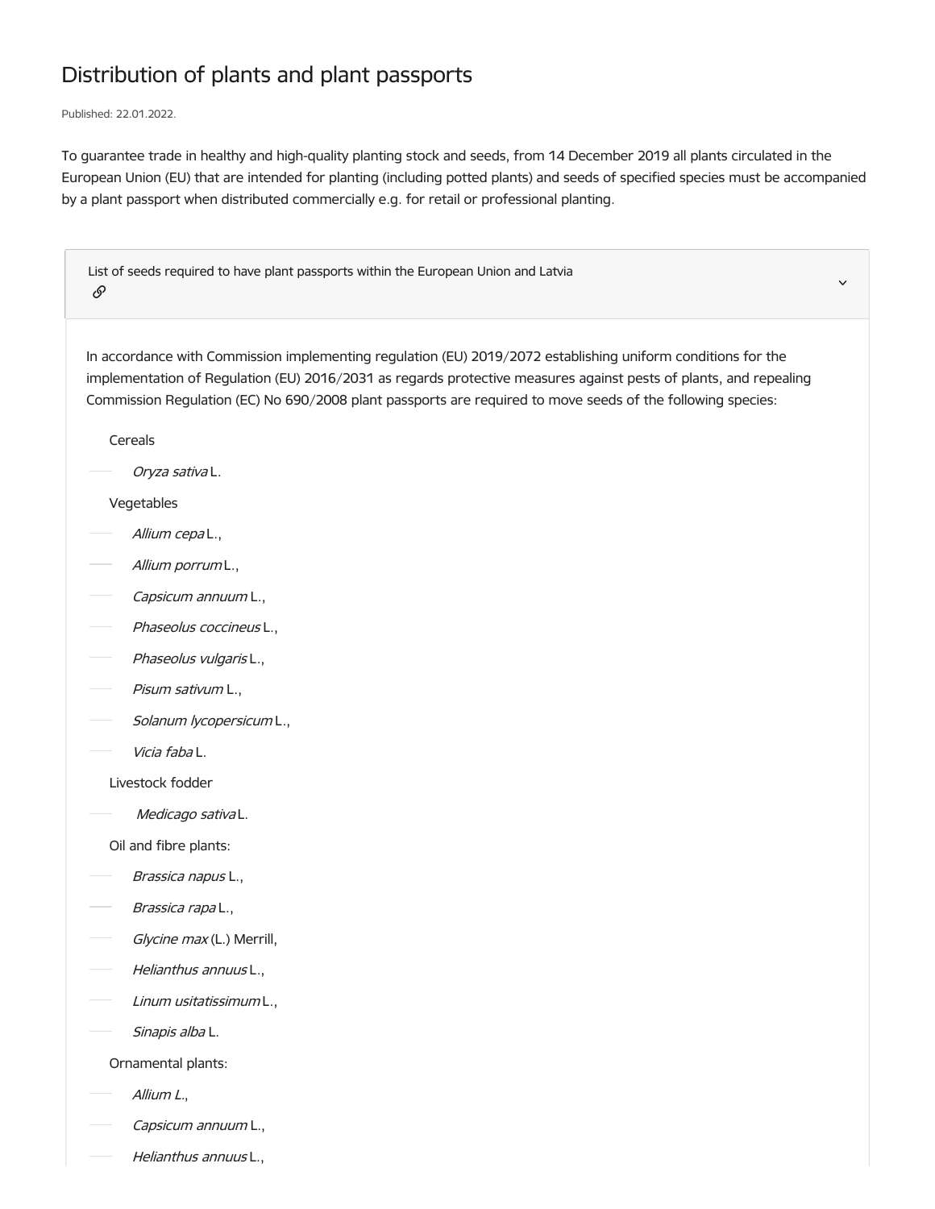# Distribution of plants and plant passports

Published: 22.01.2022.

To guarantee trade in healthy and high-quality planting stock and seeds, from 14 December 2019 all plants circulated in the European Union (EU) that are intended for planting (including potted plants) and seeds of specified species must be accompanied by a plant passport when distributed commercially e.g. for retail or professional planting.

## List of seeds required to have plant passports within the European Union and Latvia

In accordance with Commission implementing regulation (EU) 2019/2072 establishing uniform conditions for the implementation of Regulation (EU) 2016/2031 as regards protective measures against pests of plants, and repealing Commission Regulation (EC) No 690/2008 plant passports are required to move seeds of the following species:

Cereals

- *Oryza sativa* L.

Vegetables

- *Allium cepa* L.,
- *Allium porrum* L.,
- *Capsicum annuum* L.,
- *Phaseolus coccineus* L.,
- *Phaseolus vulgaris* L.,
- *Pisum sativum* L.,
- *Solanum lycopersicum* L.,
- *Vicia faba* L.

Livestock fodder

- *Medicago sativa* L.

Oil and fibre plants:

- *Brassica napus* L.,
- *Brassica rapa* L.,
- *Glycine max* (L.) Merrill,
- *Helianthus annuus* L.,
- *Linum usitatissimum* L.,
- *Sinapis alba* L.

Ornamental plants:

- *Allium L.*,
- *Capsicum annuum* L.,
- *Helianthus annuus* L.,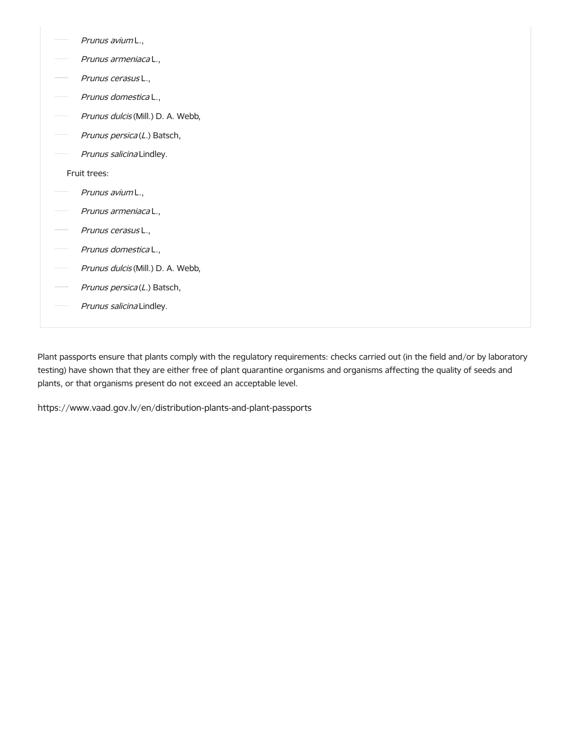- *Prunus avium* L.,
- *Prunus armeniaca* L.,
- *Prunus cerasus* L.,
- *Prunus domestica* L.,
- *Prunus dulcis* (Mill.) D. A. Webb,
- *Prunus persica* (*L.*) Batsch,
- *Prunus salicina* Lindley.

Fruit trees:

- *Prunus avium* L.,
- *Prunus armeniaca* L.,
- *Prunus cerasus* L.,
- *Prunus domestica* L.,
- *Prunus dulcis* (Mill.) D. A. Webb,
- *Prunus persica* (*L.*) Batsch,
- *Prunus salicina* Lindley.

Plant passports ensure that plants comply with the regulatory requirements: checks carried out (in the field and/or by laboratory testing) have shown that they are either free of plant quarantine organisms and organisms affecting the quality of seeds and plants, or that organisms present do not exceed an acceptable level.

https://www.vaad.gov.lv/en/distribution-plants-and-plant-passports